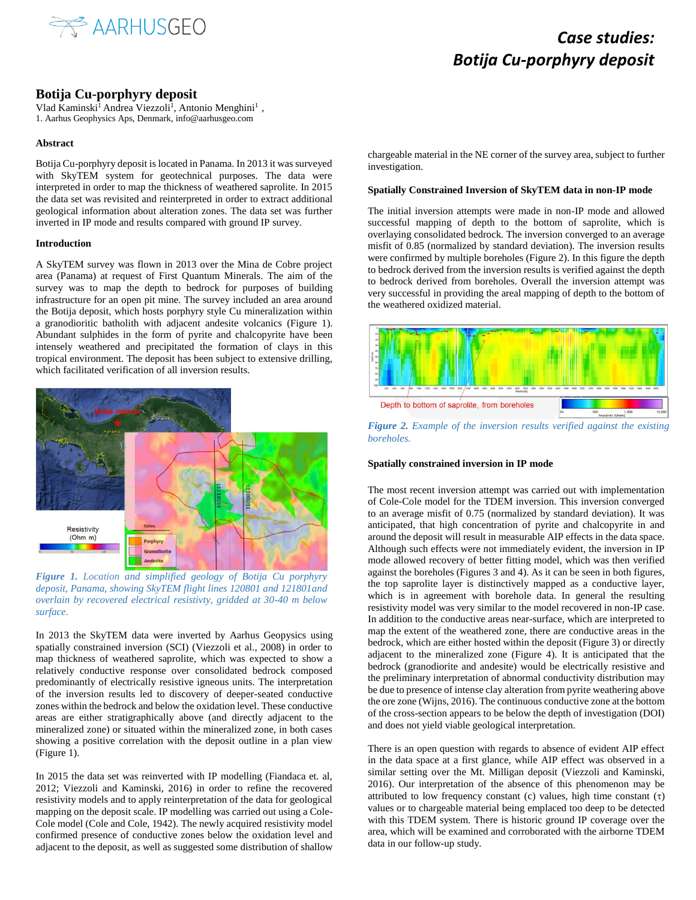# Botija Cu-porphyry deposit

Vlad Kaminski[1] Andrea Viezzoli[1], Antonio Menghini[1] ,
1. Aarhus Geophysics Aps, Denmark, info@aarhusgeo.com

### Abstract

Botija Cu-porphyry deposit is located in Panama. In 2013 it was surveyed with SkyTEM system for geotechnical purposes. The data were interpreted in order to map the thickness of weathered saprolite. In 2015 the data set was revisited and reinterpreted in order to extract additional geological information about alteration zones. The data set was further inverted in IP mode and results compared with ground IP survey.

### Introduction

A SkyTEM survey was flown in 2013 over the Mina de Cobre project area (Panama) at request of First Quantum Minerals. The aim of the survey was to map the depth to bedrock for purposes of building infrastructure for an open pit mine. The survey included an area around the Botija deposit, which hosts porphyry style Cu mineralization within a granodioritic batholith with adjacent andesite volcanics (Figure 1). Abundant sulphides in the form of pyrite and chalcopyrite have been intensely weathered and precipitated the formation of clays in this tropical environment. The deposit has been subject to extensive drilling, which facilitated verification of all inversion results.

*Figure 1. Location and simplified geology of Botija Cu porphyry deposit, Panama, showing SkyTEM flight lines 120801 and 121801and overlain by recovered electrical resistivty, gridded at 30-40 m below surface.*

In 2013 the SkyTEM data were inverted by Aarhus Geopysics using spatially constrained inversion (SCI) (Viezzoli et al., 2008) in order to map thickness of weathered saprolite, which was expected to show a relatively conductive response over consolidated bedrock composed predominantly of electrically resistive igneous units. The interpretation of the inversion results led to discovery of deeper-seated conductive zones within the bedrock and below the oxidation level. These conductive areas are either stratigraphically above (and directly adjacent to the mineralized zone) or situated within the mineralized zone, in both cases showing a positive correlation with the deposit outline in a plan view (Figure 1).

In 2015 the data set was reinverted with IP modelling (Fiandaca et. al, 2012; Viezzoli and Kaminski, 2016) in order to refine the recovered resistivity models and to apply reinterpretation of the data for geological mapping on the deposit scale. IP modelling was carried out using a Cole-Cole model (Cole and Cole, 1942). The newly acquired resistivity model confirmed presence of conductive zones below the oxidation level and adjacent to the deposit, as well as suggested some distribution of shallow chargeable material in the NE corner of the survey area, subject to further investigation.

### Spatially Constrained Inversion of SkyTEM data in non-IP mode

The initial inversion attempts were made in non-IP mode and allowed successful mapping of depth to the bottom of saprolite, which is overlaying consolidated bedrock. The inversion converged to an average misfit of 0.85 (normalized by standard deviation). The inversion results were confirmed by multiple boreholes (Figure 2). In this figure the depth to bedrock derived from the inversion results is verified against the depth to bedrock derived from boreholes. Overall the inversion attempt was very successful in providing the areal mapping of depth to the bottom of the weathered oxidized material.

*Figure 2. Example of the inversion results verified against the existing boreholes.*

### Spatially constrained inversion in IP mode

The most recent inversion attempt was carried out with implementation of Cole-Cole model for the TDEM inversion. This inversion converged to an average misfit of 0.75 (normalized by standard deviation). It was anticipated, that high concentration of pyrite and chalcopyrite in and around the deposit will result in measurable AIP effects in the data space. Although such effects were not immediately evident, the inversion in IP mode allowed recovery of better fitting model, which was then verified against the boreholes (Figures 3 and 4). As it can be seen in both figures, the top saprolite layer is distinctively mapped as a conductive layer, which is in agreement with borehole data. In general the resulting resistivity model was very similar to the model recovered in non-IP case. In addition to the conductive areas near-surface, which are interpreted to map the extent of the weathered zone, there are conductive areas in the bedrock, which are either hosted within the deposit (Figure 3) or directly adjacent to the mineralized zone (Figure 4). It is anticipated that the bedrock (granodiorite and andesite) would be electrically resistive and the preliminary interpretation of abnormal conductivity distribution may be due to presence of intense clay alteration from pyrite weathering above the ore zone (Wijns, 2016). The continuous conductive zone at the bottom of the cross-section appears to be below the depth of investigation (DOI) and does not yield viable geological interpretation.

There is an open question with regards to absence of evident AIP effect in the data space at a first glance, while AIP effect was observed in a similar setting over the Mt. Milligan deposit (Viezzoli and Kaminski, 2016). Our interpretation of the absence of this phenomenon may be attributed to low frequency constant (c) values, high time constant ($\tau$) values or to chargeable material being emplaced too deep to be detected with this TDEM system. There is historic ground IP coverage over the area, which will be examined and corroborated with the airborne TDEM data in our follow-up study.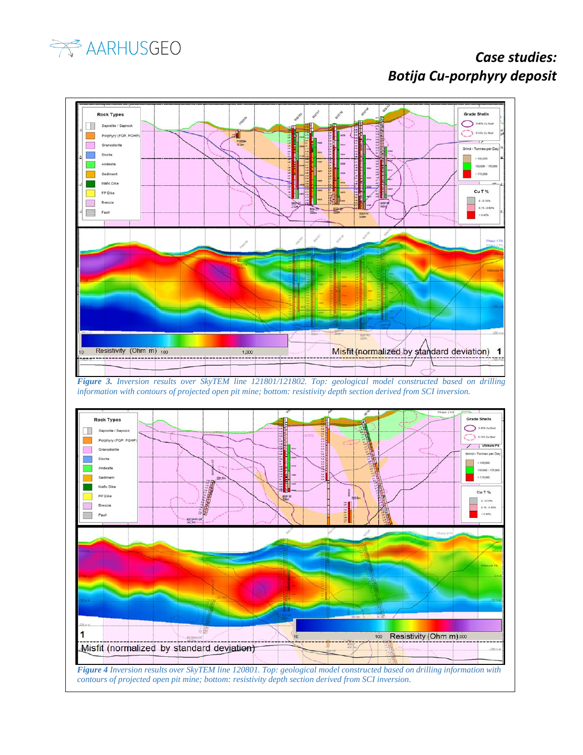# Case studies: Botija Cu-porphyry deposit

*Figure 3. Inversion results over SkyTEM line 121801/121802. Top: geological model constructed based on drilling information with contours of projected open pit mine; bottom: resistivity depth section derived from SCI inversion.*

*Figure 4 Inversion results over SkyTEM line 120801. Top: geological model constructed based on drilling information with contours of projected open pit mine; bottom: resistivity depth section derived from SCI inversion.*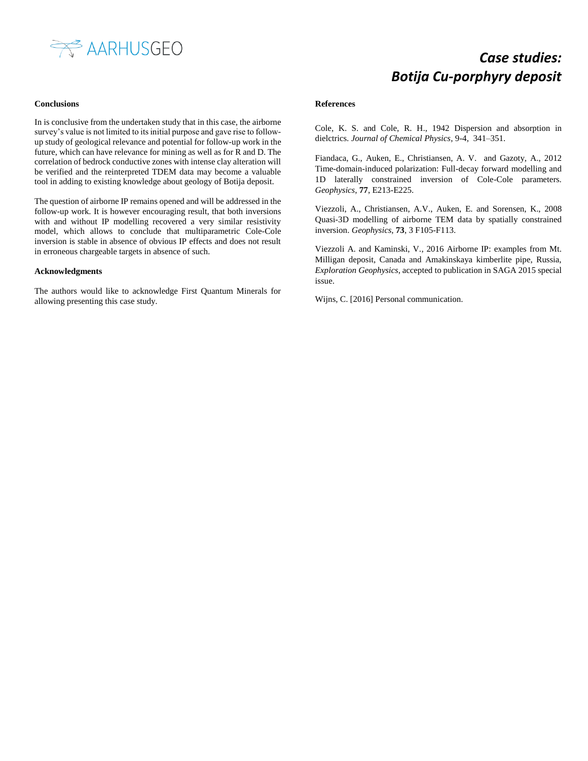# Case studies: Botija Cu-porphyry deposit

**Conclusions**

In is conclusive from the undertaken study that in this case, the airborne survey's value is not limited to its initial purpose and gave rise to follow-up study of geological relevance and potential for follow-up work in the future, which can have relevance for mining as well as for R and D. The correlation of bedrock conductive zones with intense clay alteration will be verified and the reinterpreted TDEM data may become a valuable tool in adding to existing knowledge about geology of Botija deposit.

The question of airborne IP remains opened and will be addressed in the follow-up work. It is however encouraging result, that both inversions with and without IP modelling recovered a very similar resistivity model, which allows to conclude that multiparametric Cole-Cole inversion is stable in absence of obvious IP effects and does not result in erroneous chargeable targets in absence of such.

**Acknowledgments**

The authors would like to acknowledge First Quantum Minerals for allowing presenting this case study.

**References**

Cole, K. S. and Cole, R. H., 1942 Dispersion and absorption in dielctrics. *Journal of Chemical Physics*, 9-4, 341–351.

Fiandaca, G., Auken, E., Christiansen, A. V. and Gazoty, A., 2012 Time-domain-induced polarization: Full-decay forward modelling and 1D laterally constrained inversion of Cole-Cole parameters. *Geophysics*, **77**, E213-E225.

Viezzoli, A., Christiansen, A.V., Auken, E. and Sorensen, K., 2008 Quasi-3D modelling of airborne TEM data by spatially constrained inversion. *Geophysics*, **73**, 3 F105-F113.

Viezzoli A. and Kaminski, V., 2016 Airborne IP: examples from Mt. Milligan deposit, Canada and Amakinskaya kimberlite pipe, Russia, *Exploration Geophysics*, accepted to publication in SAGA 2015 special issue.

Wijns, C. [2016] Personal communication.